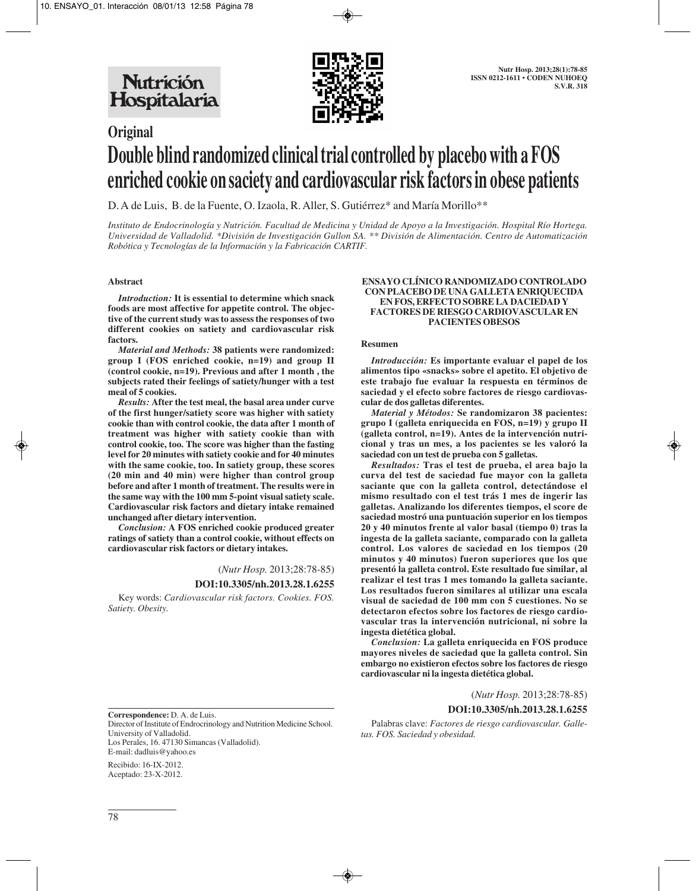# Original

# Double blind randomized clinical trial controlled by placebo with a FOS enriched cookie on saciety and cardiovascular risk factors in obese patients

D. A de Luis, B. de la Fuente, O. Izaola, R. Aller, S. Gutiérrez* and María Morillo**

*Instituto de Endocrinología y Nutrición. Facultad de Medicina y Unidad de Apoyo a la Investigación. Hospital Río Hortega. Universidad de Valladolid. \*División de Investigación Gullon SA. \*\* División de Alimentación. Centro de Automatización Robótica y Tecnologías de la Información y la Fabricación CARTIF.*

### Abstract

***Introduction:*** **It is essential to determine which snack foods are most affective for appetite control. The objective of the current study was to assess the responses of two different cookies on satiety and cardiovascular risk factors.**

***Material and Methods:*** **38 patients were randomized: group I (FOS enriched cookie, n=19) and group II (control cookie, n=19). Previous and after 1 month , the subjects rated their feelings of satiety/hunger with a test meal of 5 cookies.**

***Results:*** **After the test meal, the basal area under curve of the first hunger/satiety score was higher with satiety cookie than with control cookie, the data after 1 month of treatment was higher with satiety cookie than with control cookie, too. The score was higher than the fasting level for 20 minutes with satiety cookie and for 40 minutes with the same cookie, too. In satiety group, these scores (20 min and 40 min) were higher than control group before and after 1 month of treatment. The results were in the same way with the 100 mm 5-point visual satiety scale. Cardiovascular risk factors and dietary intake remained unchanged after dietary intervention.**

***Conclusion:*** **A FOS enriched cookie produced greater ratings of satiety than a control cookie, without effects on cardiovascular risk factors or dietary intakes.**

(*Nutr Hosp.* 2013;28:78-85)

**DOI:10.3305/nh.2013.28.1.6255**

Key words: *Cardiovascular risk factors. Cookies. FOS. Satiety. Obesity.*

### ENSAYO CLÍNICO RANDOMIZADO CONTROLADO CON PLACEBO DE UNA GALLETA ENRIQUECIDA EN FOS, EFECTO SOBRE LA DACIEDAD Y FACTORES DE RIESGO CARDIOVASCULAR EN PACIENTES OBESOS

### Resumen

***Introducción:*** **Es importante evaluar el papel de los alimentos tipo «snacks» sobre el apetito. El objetivo de este trabajo fue evaluar la respuesta en términos de saciedad y el efecto sobre factores de riesgo cardiovascular de dos galletas diferentes.**

***Material y Métodos:*** **Se randomizaron 38 pacientes: grupo I (galleta enriquecida en FOS, n=19) y grupo II (galleta control, n=19). Antes de la intervención nutricional y tras un mes, a los pacientes se les valoró la saciedad con un test de prueba con 5 galletas.**

***Resultados:*** **Tras el test de prueba, el area bajo la curva del test de saciedad fue mayor con la galleta saciante que con la galleta control, detectándose el mismo resultado con el test trás 1 mes de ingerir las galletas. Analizando los diferentes tiempos, el score de saciedad mostró una puntuación superior en los tiempos 20 y 40 minutos frente al valor basal (tiempo 0) tras la ingesta de la galleta saciante, comparado con la galleta control. Los valores de saciedad en los tiempos (20 minutos y 40 minutos) fueron superiores que los que presentó la galleta control. Este resultado fue similar, al realizar el test tras 1 mes tomando la galleta saciante. Los resultados fueron similares al utilizar una escala visual de saciedad de 100 mm con 5 cuestiones. No se detectaron efectos sobre los factores de riesgo cardiovascular tras la intervención nutricional, ni sobre la ingesta dietética global.**

***Conclusion:*** **La galleta enriquecida en FOS produce mayores niveles de saciedad que la galleta control. Sin embargo no existieron efectos sobre los factores de riesgo cardiovascular ni la ingesta dietética global.**

(*Nutr Hosp.* 2013;28:78-85)

**DOI:10.3305/nh.2013.28.1.6255**

Palabras clave: *Factores de riesgo cardiovascular. Galletas. FOS. Saciedad y obesidad.*

---

**Correspondence:** D. A. de Luis.
Director of Institute of Endrocrinology and Nutrition Medicine School.
University of Valladolid.
Los Perales, 16. 47130 Simancas (Valladolid).
E-mail: dadluis@yahoo.es

Recibido: 16-IX-2012.
Aceptado: 23-X-2012.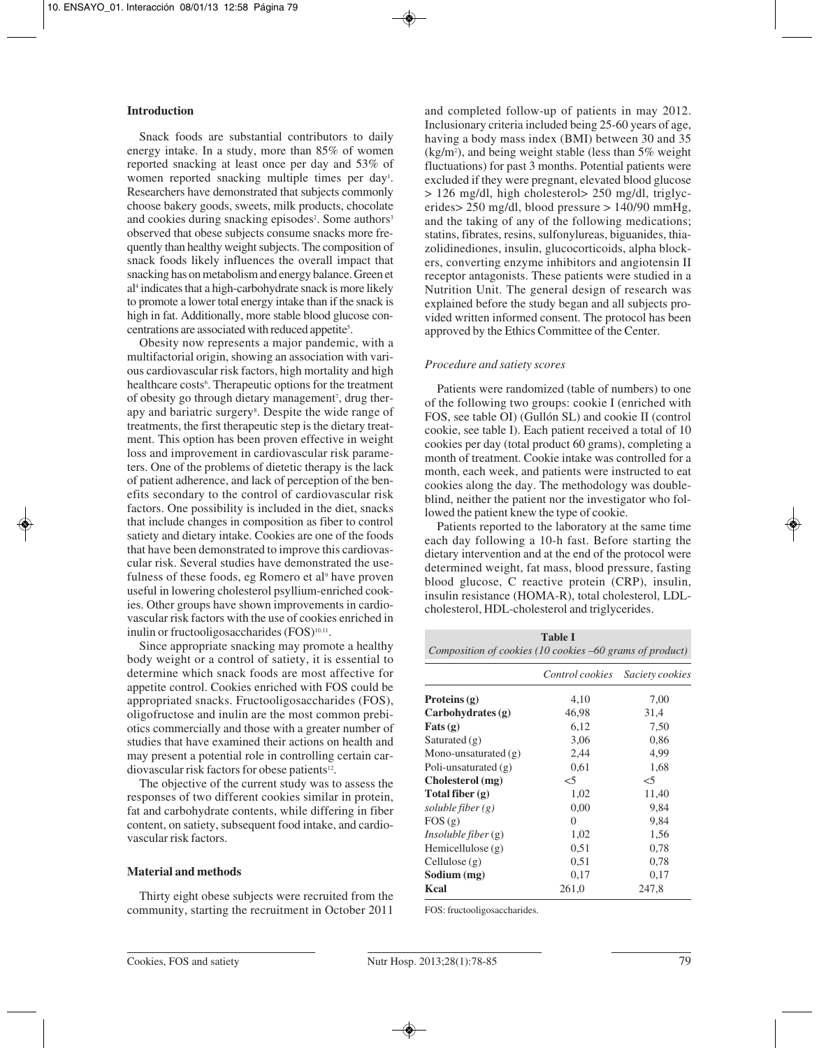## Introduction

Snack foods are substantial contributors to daily energy intake. In a study, more than 85% of women reported snacking at least once per day and 53% of women reported snacking multiple times per day[1]. Researchers have demonstrated that subjects commonly choose bakery goods, sweets, milk products, chocolate and cookies during snacking episodes[2]. Some authors[3] observed that obese subjects consume snacks more frequently than healthy weight subjects. The composition of snack foods likely influences the overall impact that snacking has on metabolism and energy balance. Green et al[4] indicates that a high-carbohydrate snack is more likely to promote a lower total energy intake than if the snack is high in fat. Additionally, more stable blood glucose concentrations are associated with reduced appetite[5].

Obesity now represents a major pandemic, with a multifactorial origin, showing an association with various cardiovascular risk factors, high mortality and high healthcare costs[6]. Therapeutic options for the treatment of obesity go through dietary management[7], drug therapy and bariatric surgery[8]. Despite the wide range of treatments, the first therapeutic step is the dietary treatment. This option has been proven effective in weight loss and improvement in cardiovascular risk parameters. One of the problems of dietetic therapy is the lack of patient adherence, and lack of perception of the benefits secondary to the control of cardiovascular risk factors. One possibility is included in the diet, snacks that include changes in composition as fiber to control satiety and dietary intake. Cookies are one of the foods that have been demonstrated to improve this cardiovascular risk. Several studies have demonstrated the usefulness of these foods, eg Romero et al[9] have proven useful in lowering cholesterol psyllium-enriched cookies. Other groups have shown improvements in cardiovascular risk factors with the use of cookies enriched in inulin or fructooligosaccharides (FOS)[10,11].

Since appropriate snacking may promote a healthy body weight or a control of satiety, it is essential to determine which snack foods are most affective for appetite control. Cookies enriched with FOS could be appropriated snacks. Fructooligosaccharides (FOS), oligofructose and inulin are the most common prebiotics commercially and those with a greater number of studies that have examined their actions on health and may present a potential role in controlling certain cardiovascular risk factors for obese patients[12].

The objective of the current study was to assess the responses of two different cookies similar in protein, fat and carbohydrate contents, while differing in fiber content, on satiety, subsequent food intake, and cardiovascular risk factors.

## Material and methods

Thirty eight obese subjects were recruited from the community, starting the recruitment in October 2011 and completed follow-up of patients in may 2012. Inclusionary criteria included being 25-60 years of age, having a body mass index (BMI) between 30 and 35 (kg/m[2]), and being weight stable (less than 5% weight fluctuations) for past 3 months. Potential patients were excluded if they were pregnant, elevated blood glucose > 126 mg/dl, high cholesterol> 250 mg/dl, triglycerides> 250 mg/dl, blood pressure > 140/90 mmHg, and the taking of any of the following medications; statins, fibrates, resins, sulfonylureas, biguanides, thiazolidinediones, insulin, glucocorticoids, alpha blockers, converting enzyme inhibitors and angiotensin II receptor antagonists. These patients were studied in a Nutrition Unit. The general design of research was explained before the study began and all subjects provided written informed consent. The protocol has been approved by the Ethics Committee of the Center.

### *Procedure and satiety scores*

Patients were randomized (table of numbers) to one of the following two groups: cookie I (enriched with FOS, see table OI) (Gullón SL) and cookie II (control cookie, see table I). Each patient received a total of 10 cookies per day (total product 60 grams), completing a month of treatment. Cookie intake was controlled for a month, each week, and patients were instructed to eat cookies along the day. The methodology was double-blind, neither the patient nor the investigator who followed the patient knew the type of cookie.

Patients reported to the laboratory at the same time each day following a 10-h fast. Before starting the dietary intervention and at the end of the protocol were determined weight, fat mass, blood pressure, fasting blood glucose, C reactive protein (CRP), insulin, insulin resistance (HOMA-R), total cholesterol, LDL-cholesterol, HDL-cholesterol and triglycerides.

**Table I**
*Composition of cookies (10 cookies –60 grams of product)*

| | *Control cookies* | *Saciety cookies* |
|---|---|---|
| **Proteins (g)** | 4,10 | 7,00 |
| **Carbohydrates (g)** | 46,98 | 31,4 |
| **Fats (g)** | 6,12 | 7,50 |
| Saturated (g) | 3,06 | 0,86 |
| Mono-unsaturated (g) | 2,44 | 4,99 |
| Poli-unsaturated (g) | 0,61 | 1,68 |
| **Cholesterol (mg)** | <5 | <5 |
| **Total fiber (g)** | 1,02 | 11,40 |
| *soluble fiber (g)* | 0,00 | 9,84 |
| FOS (g) | 0 | 9,84 |
| *Insoluble fiber* (g) | 1,02 | 1,56 |
| Hemicellulose (g) | 0,51 | 0,78 |
| Cellulose (g) | 0,51 | 0,78 |
| **Sodium (mg)** | 0,17 | 0,17 |
| **Kcal** | 261,0 | 247,8 |

FOS: fructooligosaccharides.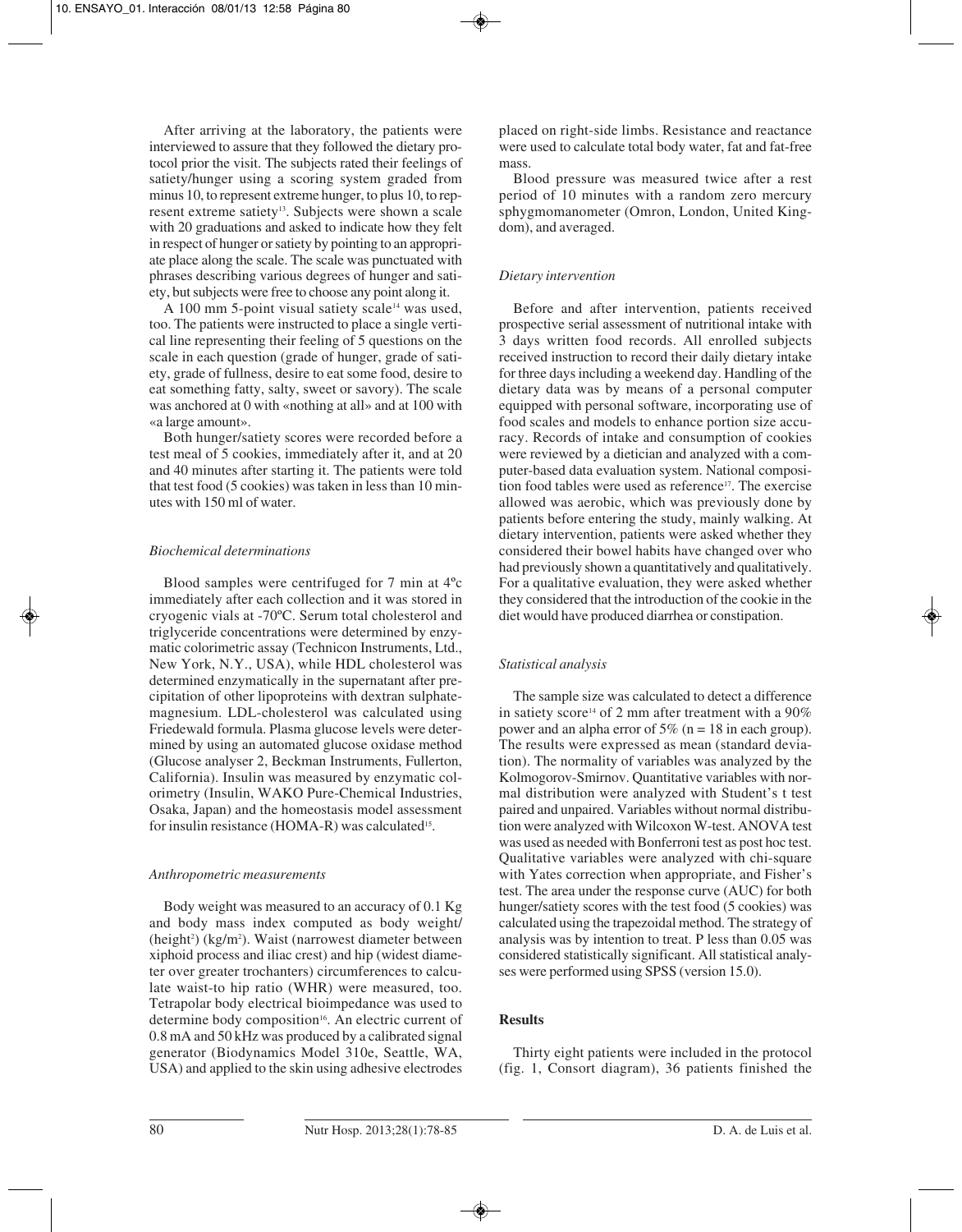After arriving at the laboratory, the patients were interviewed to assure that they followed the dietary protocol prior the visit. The subjects rated their feelings of satiety/hunger using a scoring system graded from minus 10, to represent extreme hunger, to plus 10, to represent extreme satiety[13]. Subjects were shown a scale with 20 graduations and asked to indicate how they felt in respect of hunger or satiety by pointing to an appropriate place along the scale. The scale was punctuated with phrases describing various degrees of hunger and satiety, but subjects were free to choose any point along it.

A 100 mm 5-point visual satiety scale[14] was used, too. The patients were instructed to place a single vertical line representing their feeling of 5 questions on the scale in each question (grade of hunger, grade of satiety, grade of fullness, desire to eat some food, desire to eat something fatty, salty, sweet or savory). The scale was anchored at 0 with «nothing at all» and at 100 with «a large amount».

Both hunger/satiety scores were recorded before a test meal of 5 cookies, immediately after it, and at 20 and 40 minutes after starting it. The patients were told that test food (5 cookies) was taken in less than 10 minutes with 150 ml of water.

### *Biochemical determinations*

Blood samples were centrifuged for 7 min at 4ºc immediately after each collection and it was stored in cryogenic vials at -70ºC. Serum total cholesterol and triglyceride concentrations were determined by enzymatic colorimetric assay (Technicon Instruments, Ltd., New York, N.Y., USA), while HDL cholesterol was determined enzymatically in the supernatant after precipitation of other lipoproteins with dextran sulphate-magnesium. LDL-cholesterol was calculated using Friedewald formula. Plasma glucose levels were determined by using an automated glucose oxidase method (Glucose analyser 2, Beckman Instruments, Fullerton, California). Insulin was measured by enzymatic colorimetry (Insulin, WAKO Pure-Chemical Industries, Osaka, Japan) and the homeostasis model assessment for insulin resistance (HOMA-R) was calculated[15].

### *Anthropometric measurements*

Body weight was measured to an accuracy of 0.1 Kg and body mass index computed as body weight/(height$^2$) (kg/m$^2$). Waist (narrowest diameter between xiphoid process and iliac crest) and hip (widest diameter over greater trochanters) circumferences to calculate waist-to hip ratio (WHR) were measured, too. Tetrapolar body electrical bioimpedance was used to determine body composition[16]. An electric current of 0.8 mA and 50 kHz was produced by a calibrated signal generator (Biodynamics Model 310e, Seattle, WA, USA) and applied to the skin using adhesive electrodes placed on right-side limbs. Resistance and reactance were used to calculate total body water, fat and fat-free mass.

Blood pressure was measured twice after a rest period of 10 minutes with a random zero mercury sphygmomanometer (Omron, London, United Kingdom), and averaged.

### *Dietary intervention*

Before and after intervention, patients received prospective serial assessment of nutritional intake with 3 days written food records. All enrolled subjects received instruction to record their daily dietary intake for three days including a weekend day. Handling of the dietary data was by means of a personal computer equipped with personal software, incorporating use of food scales and models to enhance portion size accuracy. Records of intake and consumption of cookies were reviewed by a dietician and analyzed with a computer-based data evaluation system. National composition food tables were used as reference[17]. The exercise allowed was aerobic, which was previously done by patients before entering the study, mainly walking. At dietary intervention, patients were asked whether they considered their bowel habits have changed over who had previously shown a quantitatively and qualitatively. For a qualitative evaluation, they were asked whether they considered that the introduction of the cookie in the diet would have produced diarrhea or constipation.

### *Statistical analysis*

The sample size was calculated to detect a difference in satiety score[14] of 2 mm after treatment with a 90% power and an alpha error of 5% (n = 18 in each group). The results were expressed as mean (standard deviation). The normality of variables was analyzed by the Kolmogorov-Smirnov. Quantitative variables with normal distribution were analyzed with Student's t test paired and unpaired. Variables without normal distribution were analyzed with Wilcoxon W-test. ANOVA test was used as needed with Bonferroni test as post hoc test. Qualitative variables were analyzed with chi-square with Yates correction when appropriate, and Fisher's test. The area under the response curve (AUC) for both hunger/satiety scores with the test food (5 cookies) was calculated using the trapezoidal method. The strategy of analysis was by intention to treat. P less than 0.05 was considered statistically significant. All statistical analyses were performed using SPSS (version 15.0).

## **Results**

Thirty eight patients were included in the protocol (fig. 1, Consort diagram), 36 patients finished the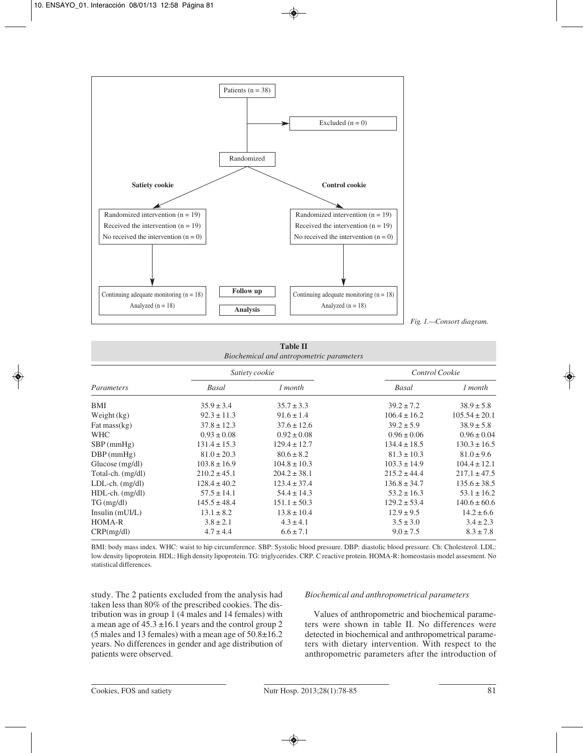Fig. 1.—Consort diagram.

**Table II**
*Biochemical and antropometric parameters*

| Parameters | Satiety cookie | | Control Cookie | |
|---|---|---|---|---|
| | *Basal* | *1 month* | *Basal* | *1 month* |
| BMI | 35.9 ± 3.4 | 35.7 ± 3.3 | 39.2 ± 7.2 | 38.9 ± 5.8 |
| Weight (kg) | 92.3 ± 11.3 | 91.6 ± 1.4 | 106.4 ± 16.2 | 105.54 ± 20.1 |
| Fat mass(kg) | 37.8 ± 12.3 | 37.6 ± 12.6 | 39.2 ± 5.9 | 38.9 ± 5.8 |
| WHC | 0.93 ± 0.08 | 0.92 ± 0.08 | 0.96 ± 0.06 | 0.96 ± 0.04 |
| SBP (mmHg) | 131.4 ± 15.3 | 129.4 ± 12.7 | 134.4 ± 18.5 | 130.3 ± 16.5 |
| DBP (mmHg) | 81.0 ± 20.3 | 80.6 ± 8.2 | 81.3 ± 10.3 | 81.0 ± 9.6 |
| Glucose (mg/dl) | 103.8 ± 16.9 | 104.8 ± 10.3 | 103.3 ± 14.9 | 104.4 ± 12.1 |
| Total-ch. (mg/dl) | 210.2 ± 45.1 | 204.2 ± 38.1 | 215.2 ± 44.4 | 217,1 ± 47.5 |
| LDL-ch. (mg/dl) | 128.4 ± 40.2 | 123.4 ± 37.4 | 136.8 ± 34.7 | 135.6 ± 38.5 |
| HDL-ch. (mg/dl) | 57.5 ± 14.1 | 54.4 ± 14.3 | 53.2 ± 16.3 | 53.1 ± 16.2 |
| TG (mg/dl) | 145.5 ± 48.4 | 151.1 ± 50.3 | 129.2 ± 53.4 | 140.6 ± 60.6 |
| Insulin (mUI/L) | 13.1 ± 8.2 | 13.8 ± 10.4 | 12.9 ± 9.5 | 14.2 ± 6.6 |
| HOMA-R | 3.8 ± 2.1 | 4.3 ± 4.1 | 3.5 ± 3.0 | 3.4 ± 2.3 |
| CRP(mg/dl) | 4.7 ± 4.4 | 6.6 ± 7.1 | 9.0 ± 7.5 | 8.3 ± 7.8 |

BMI: body mass index. WHC: waist to hip circumference. SBP: Systolic blood pressure. DBP: diastolic blood pressure. Ch: Cholesterol. LDL: low density lipoprotein. HDL: High density lipoprotein. TG: triglycerides. CRP. C reactive protein. HOMA-R: homeostasis model assesment. No statistical differences.

study. The 2 patients excluded from the analysis had taken less than 80% of the prescribed cookies. The distribution was in group 1 (4 males and 14 females) with a mean age of 45.3 ±16.1 years and the control group 2 (5 males and 13 females) with a mean age of 50.8±16.2 years. No differences in gender and age distribution of patients were observed.

### *Biochemical and anthropometrical parameters*

Values of anthropometric and biochemical parameters were shown in table II. No differences were detected in biochemical and anthropometrical parameters with dietary intervention. With respect to the anthropometric parameters after the introduction of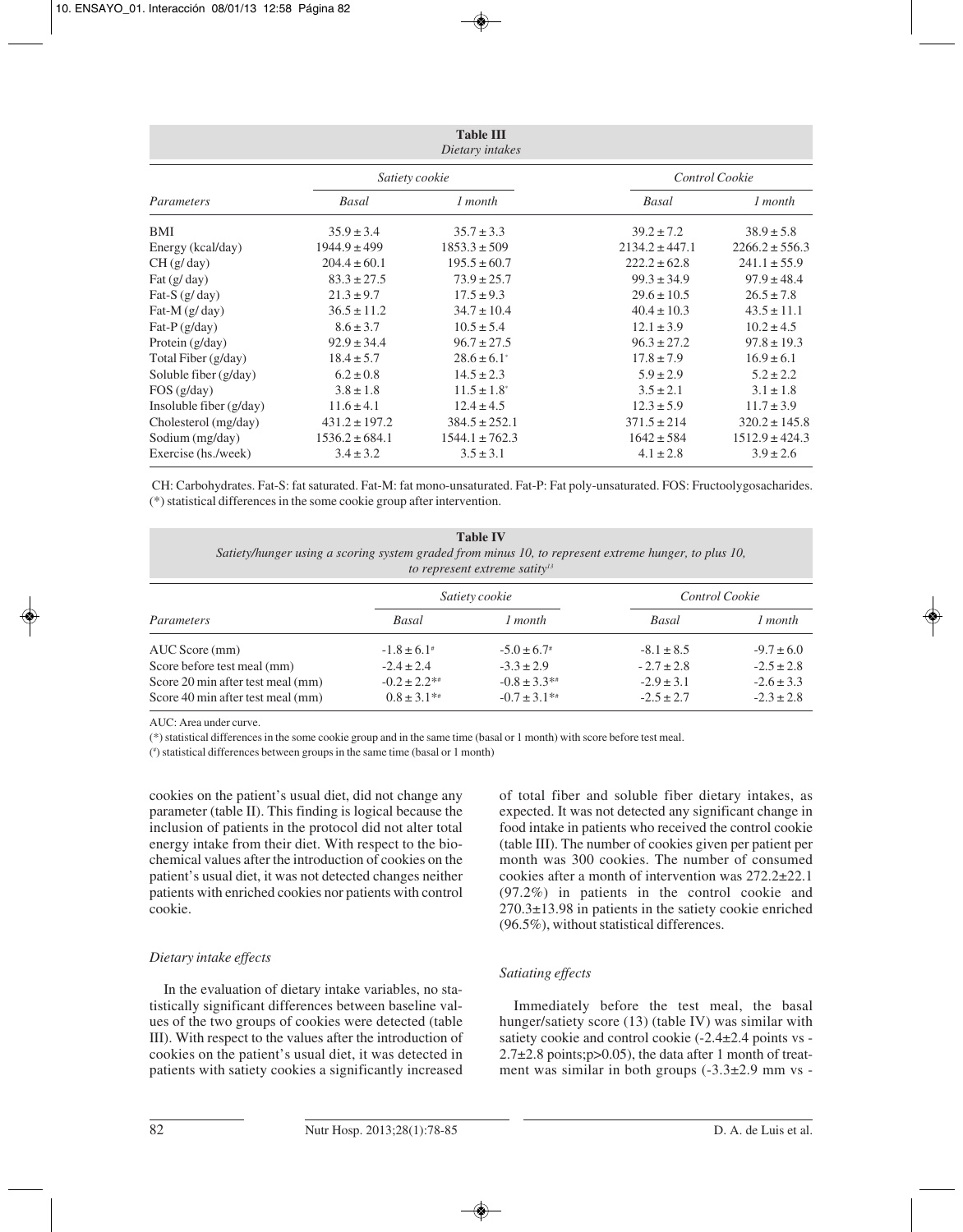**Table III**
*Dietary intakes*

| *Parameters* | *Satiety cookie* | | *Control Cookie* | |
|---|---|---|---|---|
| | *Basal* | *1 month* | *Basal* | *1 month* |
| BMI | 35.9 ± 3.4 | 35.7 ± 3.3 | 39.2 ± 7.2 | 38.9 ± 5.8 |
| Energy (kcal/day) | 1944.9 ± 499 | 1853.3 ± 509 | 2134.2 ± 447.1 | 2266.2 ± 556.3 |
| CH (g/ day) | 204.4 ± 60.1 | 195.5 ± 60.7 | 222.2 ± 62.8 | 241.1 ± 55.9 |
| Fat (g/ day) | 83.3 ± 27.5 | 73.9 ± 25.7 | 99.3 ± 34.9 | 97.9 ± 48.4 |
| Fat-S (g/ day) | 21.3 ± 9.7 | 17.5 ± 9.3 | 29.6 ± 10.5 | 26.5 ± 7.8 |
| Fat-M (g/ day) | 36.5 ± 11.2 | 34.7 ± 10.4 | 40.4 ± 10.3 | 43.5 ± 11.1 |
| Fat-P (g/day) | 8.6 ± 3.7 | 10.5 ± 5.4 | 12.1 ± 3.9 | 10.2 ± 4.5 |
| Protein (g/day) | 92.9 ± 34.4 | 96.7 ± 27.5 | 96.3 ± 27.2 | 97.8 ± 19.3 |
| Total Fiber (g/day) | 18.4 ± 5.7 | 28.6 ± 6.1* | 17.8 ± 7.9 | 16.9 ± 6.1 |
| Soluble fiber (g/day) | 6.2 ± 0.8 | 14.5 ± 2.3 | 5.9 ± 2.9 | 5.2 ± 2.2 |
| FOS (g/day) | 3.8 ± 1.8 | 11.5 ± 1.8* | 3.5 ± 2.1 | 3.1 ± 1.8 |
| Insoluble fiber (g/day) | 11.6 ± 4.1 | 12.4 ± 4.5 | 12.3 ± 5.9 | 11.7 ± 3.9 |
| Cholesterol (mg/day) | 431.2 ± 197.2 | 384.5 ± 252.1 | 371.5 ± 214 | 320.2 ± 145.8 |
| Sodium (mg/day) | 1536.2 ± 684.1 | 1544.1 ± 762.3 | 1642 ± 584 | 1512.9 ± 424.3 |
| Exercise (hs./week) | 3.4 ± 3.2 | 3.5 ± 3.1 | 4.1 ± 2.8 | 3.9 ± 2.6 |

CH: Carbohydrates. Fat-S: fat saturated. Fat-M: fat mono-unsaturated. Fat-P: Fat poly-unsaturated. FOS: Fructoolygosacharides.
(*) statistical differences in the some cookie group after intervention.

**Table IV**
*Satiety/hunger using a scoring system graded from minus 10, to represent extreme hunger, to plus 10, to represent extreme satity[13]*

| *Parameters* | *Satiety cookie* | | *Control Cookie* | |
|---|---|---|---|---|
| | *Basal* | *1 month* | *Basal* | *1 month* |
| AUC Score (mm) | -1.8 ± 6.1# | -5.0 ± 6.7# | -8.1 ± 8.5 | -9.7 ± 6.0 |
| Score before test meal (mm) | -2.4 ± 2.4 | -3.3 ± 2.9 | -2.7 ± 2.8 | -2.5 ± 2.8 |
| Score 20 min after test meal (mm) | -0.2 ± 2.2*# | -0.8 ± 3.3*# | -2.9 ± 3.1 | -2.6 ± 3.3 |
| Score 40 min after test meal (mm) | 0.8 ± 3.1*# | -0.7 ± 3.1*# | -2.5 ± 2.7 | -2.3 ± 2.8 |

AUC: Area under curve.
(*) statistical differences in the some cookie group and in the same time (basal or 1 month) with score before test meal.
(#) statistical differences between groups in the same time (basal or 1 month)

cookies on the patient's usual diet, did not change any parameter (table II). This finding is logical because the inclusion of patients in the protocol did not alter total energy intake from their diet. With respect to the biochemical values after the introduction of cookies on the patient's usual diet, it was not detected changes neither patients with enriched cookies nor patients with control cookie.

### *Dietary intake effects*

In the evaluation of dietary intake variables, no statistically significant differences between baseline values of the two groups of cookies were detected (table III). With respect to the values after the introduction of cookies on the patient's usual diet, it was detected in patients with satiety cookies a significantly increased of total fiber and soluble fiber dietary intakes, as expected. It was not detected any significant change in food intake in patients who received the control cookie (table III). The number of cookies given per patient per month was 300 cookies. The number of consumed cookies after a month of intervention was 272.2±22.1 (97.2%) in patients in the control cookie and 270.3±13.98 in patients in the satiety cookie enriched (96.5%), without statistical differences.

### *Satiating effects*

Immediately before the test meal, the basal hunger/satiety score (13) (table IV) was similar with satiety cookie and control cookie (-2.4±2.4 points vs -2.7±2.8 points;p>0.05), the data after 1 month of treatment was similar in both groups (-3.3±2.9 mm vs -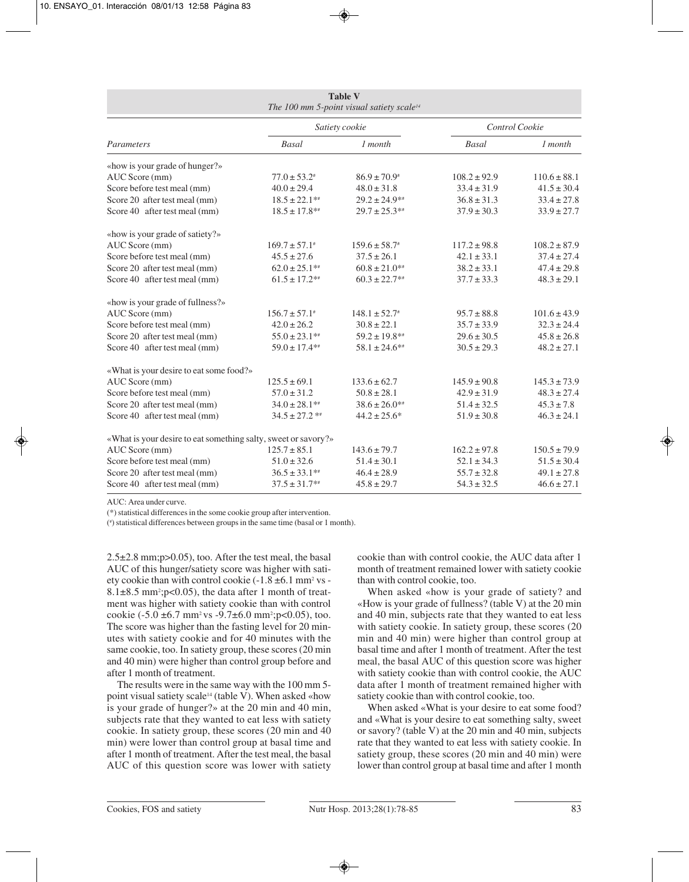**Table V**
*The 100 mm 5-point visual satiety scale[14]*

| Parameters | Satiety cookie | | Control Cookie | |
|---|---|---|---|---|
| | Basal | 1 month | Basal | 1 month |
| «how is your grade of hunger?» | | | | |
| AUC Score (mm) | $77.0 \pm 53.2^{\#}$ | $86.9 \pm 70.9^{\#}$ | $108.2 \pm 92.9$ | $110.6 \pm 88.1$ |
| Score before test meal (mm) | $40.0 \pm 29.4$ | $48.0 \pm 31.8$ | $33.4 \pm 31.9$ | $41.5 \pm 30.4$ |
| Score 20 after test meal (mm) | $18.5 \pm 22.1^{*\#}$ | $29.2 \pm 24.9^{*\#}$ | $36.8 \pm 31.3$ | $33.4 \pm 27.8$ |
| Score 40 after test meal (mm) | $18.5 \pm 17.8^{*\#}$ | $29.7 \pm 25.3^{*\#}$ | $37.9 \pm 30.3$ | $33.9 \pm 27.7$ |
| «how is your grade of satiety?» | | | | |
| AUC Score (mm) | $169.7 \pm 57.1^{\#}$ | $159.6 \pm 58.7^{\#}$ | $117.2 \pm 98.8$ | $108.2 \pm 87.9$ |
| Score before test meal (mm) | $45.5 \pm 27.6$ | $37.5 \pm 26.1$ | $42.1 \pm 33.1$ | $37.4 \pm 27.4$ |
| Score 20 after test meal (mm) | $62.0 \pm 25.1^{*\#}$ | $60.8 \pm 21.0^{*\#}$ | $38.2 \pm 33.1$ | $47.4 \pm 29.8$ |
| Score 40 after test meal (mm) | $61.5 \pm 17.2^{*\#}$ | $60.3 \pm 22.7^{*\#}$ | $37.7 \pm 33.3$ | $48.3 \pm 29.1$ |
| «how is your grade of fullness?» | | | | |
| AUC Score (mm) | $156.7 \pm 57.1^{\#}$ | $148.1 \pm 52.7^{\#}$ | $95.7 \pm 88.8$ | $101.6 \pm 43.9$ |
| Score before test meal (mm) | $42.0 \pm 26.2$ | $30.8 \pm 22.1$ | $35.7 \pm 33.9$ | $32.3 \pm 24.4$ |
| Score 20 after test meal (mm) | $55.0 \pm 23.1^{*\#}$ | $59.2 \pm 19.8^{*\#}$ | $29.6 \pm 30.5$ | $45.8 \pm 26.8$ |
| Score 40 after test meal (mm) | $59.0 \pm 17.4^{*\#}$ | $58.1 \pm 24.6^{*\#}$ | $30.5 \pm 29.3$ | $48.2 \pm 27.1$ |
| «What is your desire to eat some food?» | | | | |
| AUC Score (mm) | $125.5 \pm 69.1$ | $133.6 \pm 62.7$ | $145.9 \pm 90.8$ | $145.3 \pm 73.9$ |
| Score before test meal (mm) | $57.0 \pm 31.2$ | $50.8 \pm 28.1$ | $42.9 \pm 31.9$ | $48.3 \pm 27.4$ |
| Score 20 after test meal (mm) | $34.0 \pm 28.1^{*\#}$ | $38.6 \pm 26.0^{*\#}$ | $51.4 \pm 32.5$ | $45.3 \pm 7.8$ |
| Score 40 after test meal (mm) | $34.5 \pm 27.2^{*\#}$ | $44.2 \pm 25.6^{*}$ | $51.9 \pm 30.8$ | $46.3 \pm 24.1$ |
| «What is your desire to eat something salty, sweet or savory?» | | | | |
| AUC Score (mm) | $125.7 \pm 85.1$ | $143.6 \pm 79.7$ | $162.2 \pm 97.8$ | $150.5 \pm 79.9$ |
| Score before test meal (mm) | $51.0 \pm 32.6$ | $51.4 \pm 30.1$ | $52.1 \pm 34.3$ | $51.5 \pm 30.4$ |
| Score 20 after test meal (mm) | $36.5 \pm 33.1^{*\#}$ | $46.4 \pm 28.9$ | $55.7 \pm 32.8$ | $49.1 \pm 27.8$ |
| Score 40 after test meal (mm) | $37.5 \pm 31.7^{*\#}$ | $45.8 \pm 29.7$ | $54.3 \pm 32.5$ | $46.6 \pm 27.1$ |

AUC: Area under curve.
(*) statistical differences in the some cookie group after intervention.
(#) statistical differences between groups in the same time (basal or 1 month).

$2.5\pm2.8$ mm;p>0.05), too. After the test meal, the basal AUC of this hunger/satiety score was higher with satiety cookie than with control cookie ($-1.8 \pm 6.1$ mm$^2$ vs $-8.1\pm8.5$ mm$^2$;p<0.05), the data after 1 month of treatment was higher with satiety cookie than with control cookie ($-5.0 \pm 6.7$ mm$^2$ vs $-9.7\pm6.0$ mm$^2$;p<0.05), too. The score was higher than the fasting level for 20 minutes with satiety cookie and for 40 minutes with the same cookie, too. In satiety group, these scores (20 min and 40 min) were higher than control group before and after 1 month of treatment.

The results were in the same way with the 100 mm 5-point visual satiety scale[14] (table V). When asked «how is your grade of hunger?» at the 20 min and 40 min, subjects rate that they wanted to eat less with satiety cookie. In satiety group, these scores (20 min and 40 min) were lower than control group at basal time and after 1 month of treatment. After the test meal, the basal AUC of this question score was lower with satiety cookie than with control cookie, the AUC data after 1 month of treatment remained lower with satiety cookie than with control cookie, too.

When asked «how is your grade of satiety? and «How is your grade of fullness? (table V) at the 20 min and 40 min, subjects rate that they wanted to eat less with satiety cookie. In satiety group, these scores (20 min and 40 min) were higher than control group at basal time and after 1 month of treatment. After the test meal, the basal AUC of this question score was higher with satiety cookie than with control cookie, the AUC data after 1 month of treatment remained higher with satiety cookie than with control cookie, too.

When asked «What is your desire to eat some food? and «What is your desire to eat something salty, sweet or savory? (table V) at the 20 min and 40 min, subjects rate that they wanted to eat less with satiety cookie. In satiety group, these scores (20 min and 40 min) were lower than control group at basal time and after 1 month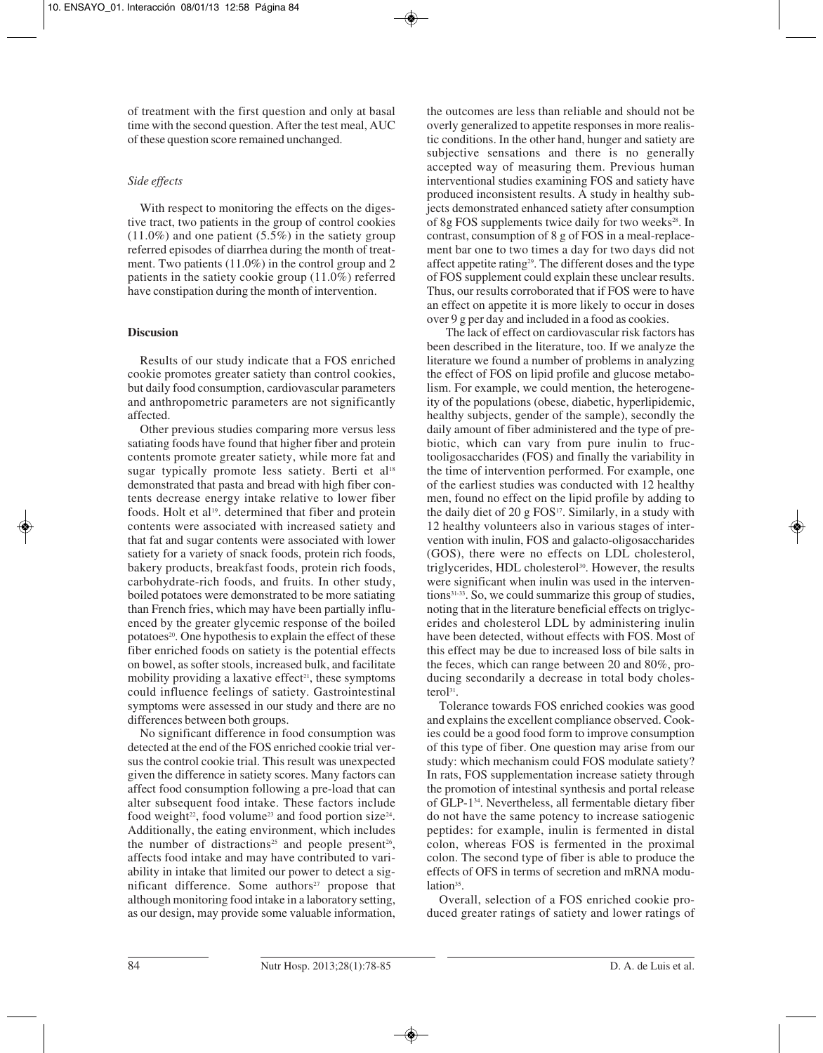of treatment with the first question and only at basal time with the second question. After the test meal, AUC of these question score remained unchanged.

### *Side effects*

With respect to monitoring the effects on the digestive tract, two patients in the group of control cookies (11.0%) and one patient (5.5%) in the satiety group referred episodes of diarrhea during the month of treatment. Two patients (11.0%) in the control group and 2 patients in the satiety cookie group (11.0%) referred have constipation during the month of intervention.

## Discussion

Results of our study indicate that a FOS enriched cookie promotes greater satiety than control cookies, but daily food consumption, cardiovascular parameters and anthropometric parameters are not significantly affected.

Other previous studies comparing more versus less satiating foods have found that higher fiber and protein contents promote greater satiety, while more fat and sugar typically promote less satiety. Berti et al[18] demonstrated that pasta and bread with high fiber contents decrease energy intake relative to lower fiber foods. Holt et al[19]. determined that fiber and protein contents were associated with increased satiety and that fat and sugar contents were associated with lower satiety for a variety of snack foods, protein rich foods, bakery products, breakfast foods, protein rich foods, carbohydrate-rich foods, and fruits. In other study, boiled potatoes were demonstrated to be more satiating than French fries, which may have been partially influenced by the greater glycemic response of the boiled potatoes[20]. One hypothesis to explain the effect of these fiber enriched foods on satiety is the potential effects on bowel, as softer stools, increased bulk, and facilitate mobility providing a laxative effect[21], these symptoms could influence feelings of satiety. Gastrointestinal symptoms were assessed in our study and there are no differences between both groups.

No significant difference in food consumption was detected at the end of the FOS enriched cookie trial versus the control cookie trial. This result was unexpected given the difference in satiety scores. Many factors can affect food consumption following a pre-load that can alter subsequent food intake. These factors include food weight[22], food volume[23] and food portion size[24]. Additionally, the eating environment, which includes the number of distractions[25] and people present[26], affects food intake and may have contributed to variability in intake that limited our power to detect a significant difference. Some authors[27] propose that although monitoring food intake in a laboratory setting, as our design, may provide some valuable information, the outcomes are less than reliable and should not be overly generalized to appetite responses in more realistic conditions. In the other hand, hunger and satiety are subjective sensations and there is no generally accepted way of measuring them. Previous human interventional studies examining FOS and satiety have produced inconsistent results. A study in healthy subjects demonstrated enhanced satiety after consumption of 8g FOS supplements twice daily for two weeks[28]. In contrast, consumption of 8 g of FOS in a meal-replacement bar one to two times a day for two days did not affect appetite rating[29]. The different doses and the type of FOS supplement could explain these unclear results. Thus, our results corroborated that if FOS were to have an effect on appetite it is more likely to occur in doses over 9 g per day and included in a food as cookies.

The lack of effect on cardiovascular risk factors has been described in the literature, too. If we analyze the literature we found a number of problems in analyzing the effect of FOS on lipid profile and glucose metabolism. For example, we could mention, the heterogeneity of the populations (obese, diabetic, hyperlipidemic, healthy subjects, gender of the sample), secondly the daily amount of fiber administered and the type of prebiotic, which can vary from pure inulin to fructooligosaccharides (FOS) and finally the variability in the time of intervention performed. For example, one of the earliest studies was conducted with 12 healthy men, found no effect on the lipid profile by adding to the daily diet of 20 g FOS[17]. Similarly, in a study with 12 healthy volunteers also in various stages of intervention with inulin, FOS and galacto-oligosaccharides (GOS), there were no effects on LDL cholesterol, triglycerides, HDL cholesterol[30]. However, the results were significant when inulin was used in the interventions[31-33]. So, we could summarize this group of studies, noting that in the literature beneficial effects on triglycerides and cholesterol LDL by administering inulin have been detected, without effects with FOS. Most of this effect may be due to increased loss of bile salts in the feces, which can range between 20 and 80%, producing secondarily a decrease in total body cholesterol[31].

Tolerance towards FOS enriched cookies was good and explains the excellent compliance observed. Cookies could be a good food form to improve consumption of this type of fiber. One question may arise from our study: which mechanism could FOS modulate satiety? In rats, FOS supplementation increase satiety through the promotion of intestinal synthesis and portal release of GLP-1[34]. Nevertheless, all fermentable dietary fiber do not have the same potency to increase satiogenic peptides: for example, inulin is fermented in distal colon, whereas FOS is fermented in the proximal colon. The second type of fiber is able to produce the effects of OFS in terms of secretion and mRNA modulation[35].

Overall, selection of a FOS enriched cookie produced greater ratings of satiety and lower ratings of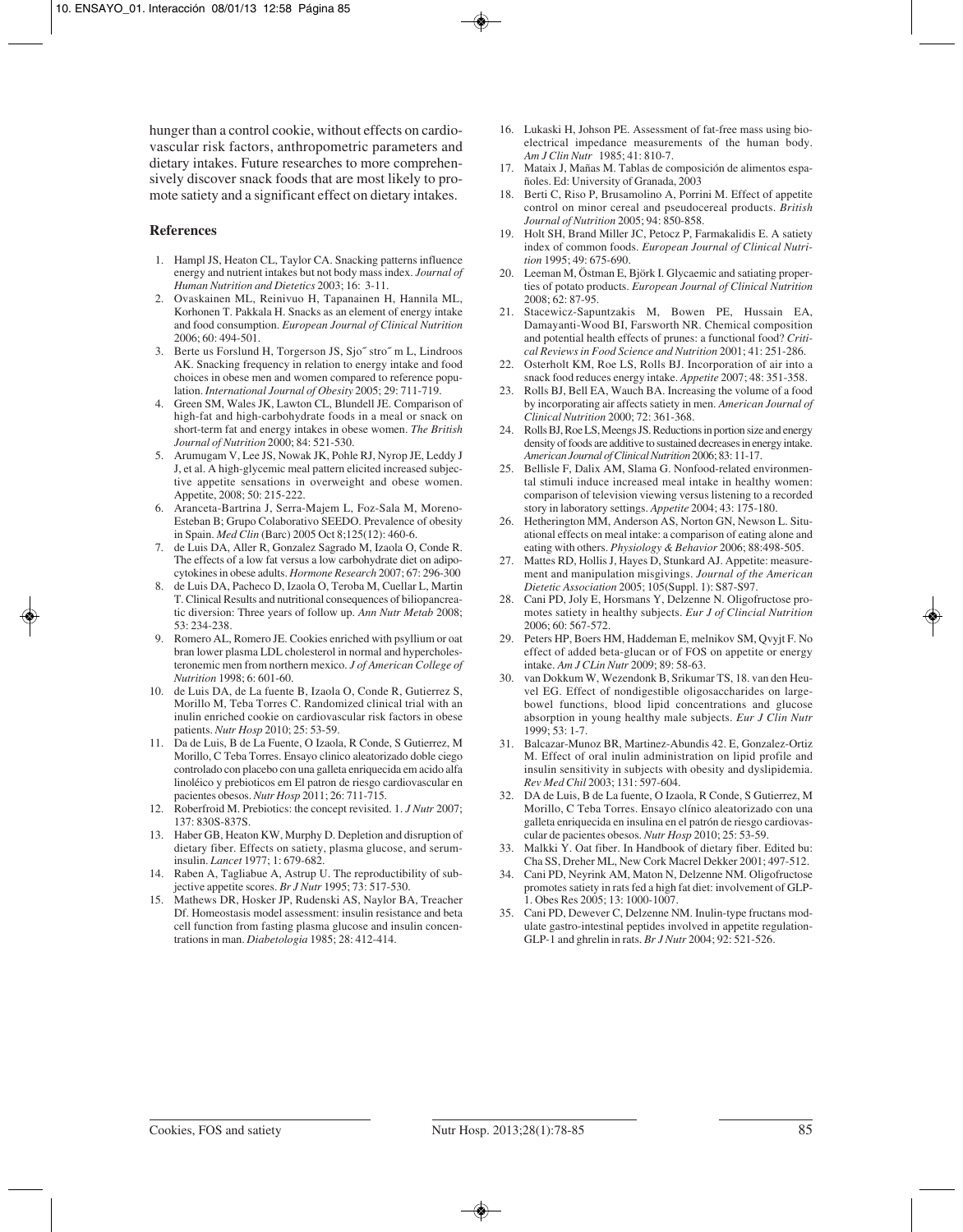hunger than a control cookie, without effects on cardiovascular risk factors, anthropometric parameters and dietary intakes. Future researches to more comprehensively discover snack foods that are most likely to promote satiety and a significant effect on dietary intakes.

## References

1. Hampl JS, Heaton CL, Taylor CA. Snacking patterns influence energy and nutrient intakes but not body mass index. *Journal of Human Nutrition and Dietetics* 2003; 16: 3-11.
2. Ovaskainen ML, Reinivuo H, Tapanainen H, Hannila ML, Korhonen T. Pakkala H. Snacks as an element of energy intake and food consumption. *European Journal of Clinical Nutrition* 2006; 60: 494-501.
3. Berte us Forslund H, Torgerson JS, Sjo˝ stro˝ m L, Lindroos AK. Snacking frequency in relation to energy intake and food choices in obese men and women compared to reference population. *International Journal of Obesity* 2005; 29: 711-719.
4. Green SM, Wales JK, Lawton CL, Blundell JE. Comparison of high-fat and high-carbohydrate foods in a meal or snack on short-term fat and energy intakes in obese women. *The British Journal of Nutrition* 2000; 84: 521-530.
5. Arumugam V, Lee JS, Nowak JK, Pohle RJ, Nyrop JE, Leddy J J, et al. A high-glycemic meal pattern elicited increased subjective appetite sensations in overweight and obese women. Appetite, 2008; 50: 215-222.
6. Aranceta-Bartrina J, Serra-Majem L, Foz-Sala M, Moreno-Esteban B; Grupo Colaborativo SEEDO. Prevalence of obesity in Spain. *Med Clin* (Barc) 2005 Oct 8;125(12): 460-6.
7. de Luis DA, Aller R, Gonzalez Sagrado M, Izaola O, Conde R. The effects of a low fat versus a low carbohydrate diet on adipocytokines in obese adults. *Hormone Research* 2007; 67: 296-300
8. de Luis DA, Pacheco D, Izaola O, Teroba M, Cuellar L, Martin T. Clinical Results and nutritional consequences of biliopancreatic diversion: Three years of follow up. *Ann Nutr Metab* 2008; 53: 234-238.
9. Romero AL, Romero JE. Cookies enriched with psyllium or oat bran lower plasma LDL cholesterol in normal and hypercholesteronemic men from northern mexico. *J of American College of Nutrition* 1998; 6: 601-60.
10. de Luis DA, de La fuente B, Izaola O, Conde R, Gutierrez S, Morillo M, Teba Torres C. Randomized clinical trial with an inulin enriched cookie on cardiovascular risk factors in obese patients. *Nutr Hosp* 2010; 25: 53-59.
11. Da de Luis, B de La Fuente, O Izaola, R Conde, S Gutierrez, M Morillo, C Teba Torres. Ensayo clinico aleatorizado doble ciego controlado con placebo con una galleta enriquecida em acido alfa linoléico y prebioticos em El patron de riesgo cardiovascular en pacientes obesos. *Nutr Hosp* 2011; 26: 711-715.
12. Roberfroid M. Prebiotics: the concept revisited. 1. *J Nutr* 2007; 137: 830S-837S.
13. Haber GB, Heaton KW, Murphy D. Depletion and disruption of dietary fiber. Effects on satiety, plasma glucose, and serum-insulin. *Lancet* 1977; 1: 679-682.
14. Raben A, Tagliabue A, Astrup U. The reproductibility of subjective appetite scores. *Br J Nutr* 1995; 73: 517-530.
15. Mathews DR, Hosker JP, Rudenski AS, Naylor BA, Treacher Df. Homeostasis model assessment: insulin resistance and beta cell function from fasting plasma glucose and insulin concentrations in man. *Diabetologia* 1985; 28: 412-414.
16. Lukaski H, Johson PE. Assessment of fat-free mass using bioelectrical impedance measurements of the human body. *Am J Clin Nutr* 1985; 41: 810-7.
17. Mataix J, Mañas M. Tablas de composición de alimentos españoles. Ed: University of Granada, 2003
18. Berti C, Riso P, Brusamolino A, Porrini M. Effect of appetite control on minor cereal and pseudocereal products. *British Journal of Nutrition* 2005; 94: 850-858.
19. Holt SH, Brand Miller JC, Petocz P, Farmakalidis E. A satiety index of common foods. *European Journal of Clinical Nutrition* 1995; 49: 675-690.
20. Leeman M, Östman E, Björk I. Glycaemic and satiating properties of potato products. *European Journal of Clinical Nutrition* 2008; 62: 87-95.
21. Stacewicz-Sapuntzakis M, Bowen PE, Hussain EA, Damayanti-Wood BI, Farsworth NR. Chemical composition and potential health effects of prunes: a functional food? *Critical Reviews in Food Science and Nutrition* 2001; 41: 251-286.
22. Osterholt KM, Roe LS, Rolls BJ. Incorporation of air into a snack food reduces energy intake. *Appetite* 2007; 48: 351-358.
23. Rolls BJ, Bell EA, Wauch BA. Increasing the volume of a food by incorporating air affects satiety in men. *American Journal of Clinical Nutrition* 2000; 72: 361-368.
24. Rolls BJ, Roe LS, Meengs JS. Reductions in portion size and energy density of foods are additive to sustained decreases in energy intake. *American Journal of Clinical Nutrition* 2006; 83: 11-17.
25. Bellisle F, Dalix AM, Slama G. Nonfood-related environmental stimuli induce increased meal intake in healthy women: comparison of television viewing versus listening to a recorded story in laboratory settings. *Appetite* 2004; 43: 175-180.
26. Hetherington MM, Anderson AS, Norton GN, Newson L. Situational effects on meal intake: a comparison of eating alone and eating with others. *Physiology & Behavior* 2006; 88:498-505.
27. Mattes RD, Hollis J, Hayes D, Stunkard AJ. Appetite: measurement and manipulation misgivings. *Journal of the American Dietetic Association* 2005; 105(Suppl. 1): S87-S97.
28. Cani PD, Joly E, Horsmans Y, Delzenne N. Oligofructose promotes satiety in healthy subjects. *Eur J of Clincial Nutrition* 2006; 60: 567-572.
29. Peters HP, Boers HM, Haddeman E, melnikov SM, Qvyjt F. No effect of added beta-glucan or of FOS on appetite or energy intake. *Am J CLin Nutr* 2009; 89: 58-63.
30. van Dokkum W, Wezendonk B, Srikumar TS, 18. van den Heuvel EG. Effect of nondigestible oligosaccharides on large-bowel functions, blood lipid concentrations and glucose absorption in young healthy male subjects. *Eur J Clin Nutr* 1999; 53: 1-7.
31. Balcazar-Munoz BR, Martinez-Abundis 42. E, Gonzalez-Ortiz M. Effect of oral inulin administration on lipid profile and insulin sensitivity in subjects with obesity and dyslipidemia. *Rev Med Chil* 2003; 131: 597-604.
32. DA de Luis, B de La fuente, O Izaola, R Conde, S Gutierrez, M Morillo, C Teba Torres. Ensayo clínico aleatorizado con una galleta enriquecida en insulina en el patrón de riesgo cardiovascular de pacientes obesos. *Nutr Hosp* 2010; 25: 53-59.
33. Malkki Y. Oat fiber. In Handbook of dietary fiber. Edited bu: Cha SS, Dreher ML, New Cork Macrel Dekker 2001; 497-512.
34. Cani PD, Neyrink AM, Maton N, Delzenne NM. Oligofructose promotes satiety in rats fed a high fat diet: involvement of GLP-1. Obes Res 2005; 13: 1000-1007.
35. Cani PD, Dewever C, Delzenne NM. Inulin-type fructans modulate gastro-intestinal peptides involved in appetite regulation-GLP-1 and ghrelin in rats. *Br J Nutr* 2004; 92: 521-526.